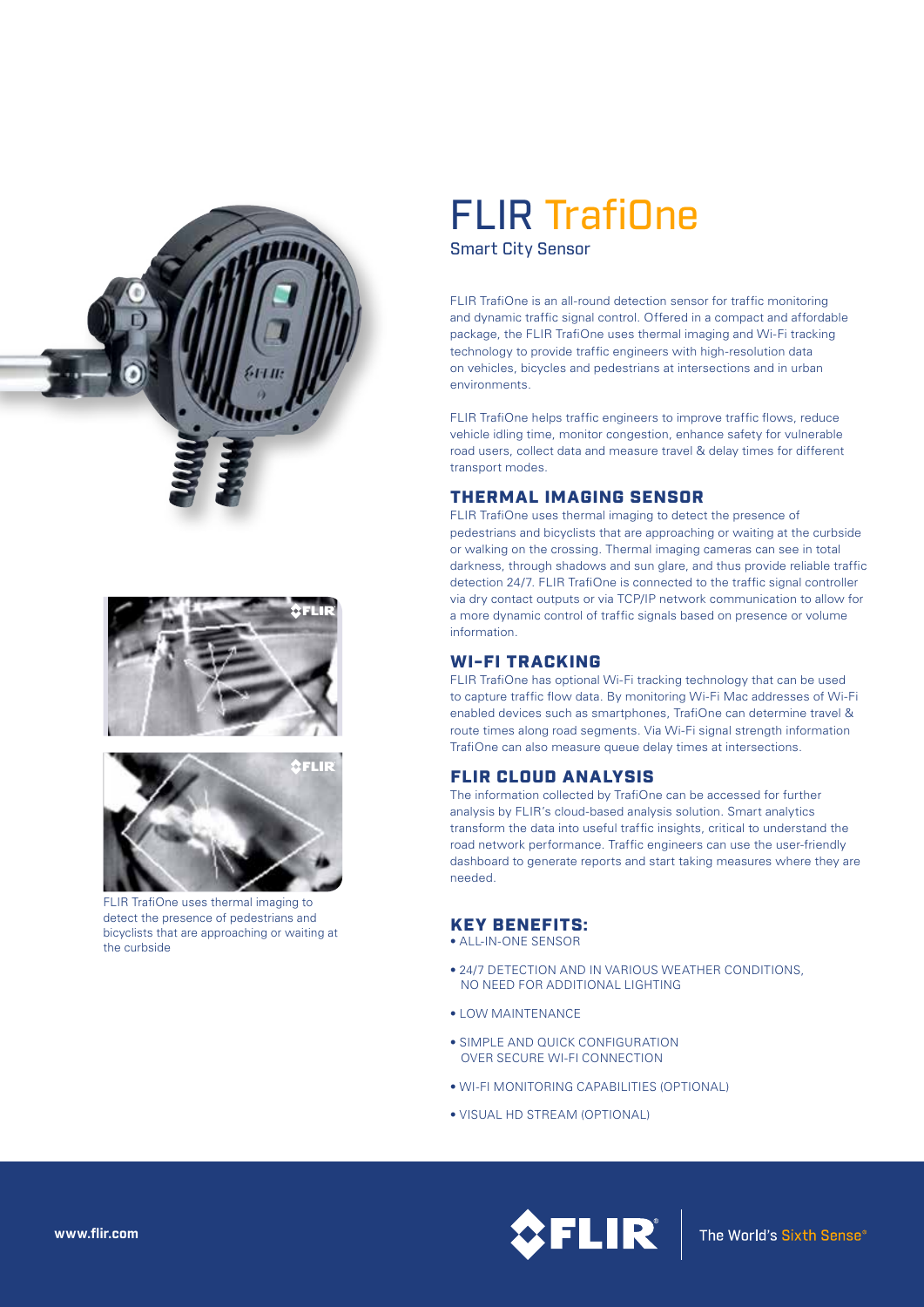# FLIR TrafiOne

Smart City Sensor

FLIR TrafiOne is an all-round detection sensor for traffic monitoring and dynamic traffic signal control. Offered in a compact and affordable package, the FLIR TrafiOne uses thermal imaging and Wi-Fi tracking technology to provide traffic engineers with high-resolution data on vehicles, bicycles and pedestrians at intersections and in urban environments.

FLIR TrafiOne helps traffic engineers to improve traffic flows, reduce vehicle idling time, monitor congestion, enhance safety for vulnerable road users, collect data and measure travel & delay times for different transport modes.

## THERMAL IMAGING SENSOR

FLIR TrafiOne uses thermal imaging to detect the presence of pedestrians and bicyclists that are approaching or waiting at the curbside or walking on the crossing. Thermal imaging cameras can see in total darkness, through shadows and sun glare, and thus provide reliable traffic detection 24/7. FLIR TrafiOne is connected to the traffic signal controller via dry contact outputs or via TCP/IP network communication to allow for a more dynamic control of traffic signals based on presence or volume information.

## WI-FI TRACKING

FLIR TrafiOne has optional Wi-Fi tracking technology that can be used to capture traffic flow data. By monitoring Wi-Fi Mac addresses of Wi-Fi enabled devices such as smartphones, TrafiOne can determine travel & route times along road segments. Via Wi-Fi signal strength information TrafiOne can also measure queue delay times at intersections.

## FLIR CLOUD ANALYSIS

The information collected by TrafiOne can be accessed for further analysis by FLIR's cloud-based analysis solution. Smart analytics transform the data into useful traffic insights, critical to understand the road network performance. Traffic engineers can use the user-friendly dashboard to generate reports and start taking measures where they are needed.

FLIR TrafiOne uses thermal imaging to detect the presence of pedestrians and bicyclists that are approaching or waiting at the curbside

## KEY BENEFITS:

- ALL-IN-ONE SENSOR
- 24/7 DETECTION AND IN VARIOUS WEATHER CONDITIONS, NO NEED FOR ADDITIONAL LIGHTING
- LOW MAINTENANCE
- SIMPLE AND QUICK CONFIGURATION OVER SECURE WI-FI CONNECTION
- WI-FI MONITORING CAPABILITIES (OPTIONAL)
- VISUAL HD STREAM (OPTIONAL)

www.flir.com

FLIR® | The World's Sixth Sense®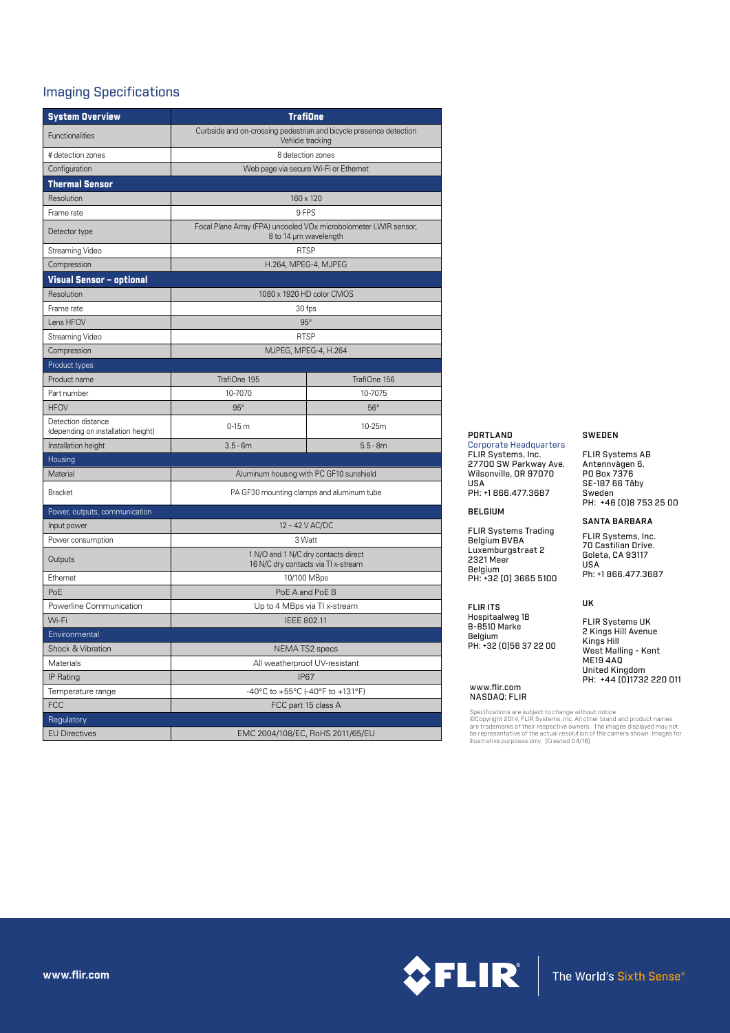## Imaging Specifications

| System Overview | TrafiOne | |
|---|---|---|
| Functionalities | Curbside and on-crossing pedestrian and bicycle presence detection<br>Vehicle tracking | |
| # detection zones | 8 detection zones | |
| Configuration | Web page via secure Wi-Fi or Ethernet | |
| **Thermal Sensor** | | |
| Resolution | 160 x 120 | |
| Frame rate | 9 FPS | |
| Detector type | Focal Plane Array (FPA) uncooled VOx microbolometer LWIR sensor, 8 to 14 µm wavelength | |
| Streaming Video | RTSP | |
| Compression | H.264, MPEG-4, MJPEG | |
| **Visual Sensor – optional** | | |
| Resolution | 1080 x 1920 HD color CMOS | |
| Frame rate | 30 fps | |
| Lens HFOV | 95° | |
| Streaming Video | RTSP | |
| Compression | MJPEG, MPEG-4, H.264 | |
| **Product types** | | |
| Product name | TrafiOne 195 | TrafiOne 156 |
| Part number | 10-7070 | 10-7075 |
| HFOV | 95° | 56° |
| Detection distance (depending on installation height) | 0-15 m | 10-25m |
| Installation height | 3.5 - 6m | 5.5 - 8m |
| **Housing** | | |
| Material | Aluminum housing with PC GF10 sunshield | |
| Bracket | PA GF30 mounting clamps and aluminum tube | |
| **Power, outputs, communication** | | |
| Input power | 12 – 42 V AC/DC | |
| Power consumption | 3 Watt | |
| Outputs | 1 N/O and 1 N/C dry contacts direct<br>16 N/C dry contacts via TI x-stream | |
| Ethernet | 10/100 MBps | |
| PoE | PoE A and PoE B | |
| Powerline Communication | Up to 4 MBps via TI x-stream | |
| Wi-Fi | IEEE 802.11 | |
| **Environmental** | | |
| Shock & Vibration | NEMA TS2 specs | |
| Materials | All weatherproof UV-resistant | |
| IP Rating | IP67 | |
| Temperature range | -40°C to +55°C (-40°F to +131°F) | |
| FCC | FCC part 15 class A | |
| **Regulatory** | | |
| EU Directives | EMC 2004/108/EC, RoHS 2011/65/EU | |

**PORTLAND**
Corporate Headquarters
FLIR Systems, Inc.
27700 SW Parkway Ave.
Wilsonville, OR 97070
USA
PH: +1 866.477.3687

**BELGIUM**
FLIR Systems Trading
Belgium BVBA
Luxemburgstraat 2
2321 Meer
Belgium
PH: +32 (0) 3665 5100

**FLIR ITS**
Hospitaalweg 1B
B-8510 Marke
Belgium
PH: +32 (0)56 37 22 00

**SWEDEN**
FLIR Systems AB
Antennvägen 6,
PO Box 7376
SE-187 66 Täby
Sweden
PH: +46 (0)8 753 25 00

**SANTA BARBARA**
FLIR Systems, Inc.
70 Castilian Drive.
Goleta, CA 93117
USA
Ph: +1 866.477.3687

**UK**
FLIR Systems UK
2 Kings Hill Avenue
Kings Hill
West Malling - Kent
ME19 4AQ
United Kingdom
PH: +44 (0)1732 220 011

www.flir.com
NASDAQ: FLIR

Specifications are subject to change without notice
©Copyright 2014, FLIR Systems, Inc. All other brand and product names are trademarks of their respective owners. The images displayed may not be representative of the actual resolution of the camera shown. Images for illustrative purposes only. (Created 04/16)

www.flir.com

FLIR® The World's Sixth Sense®